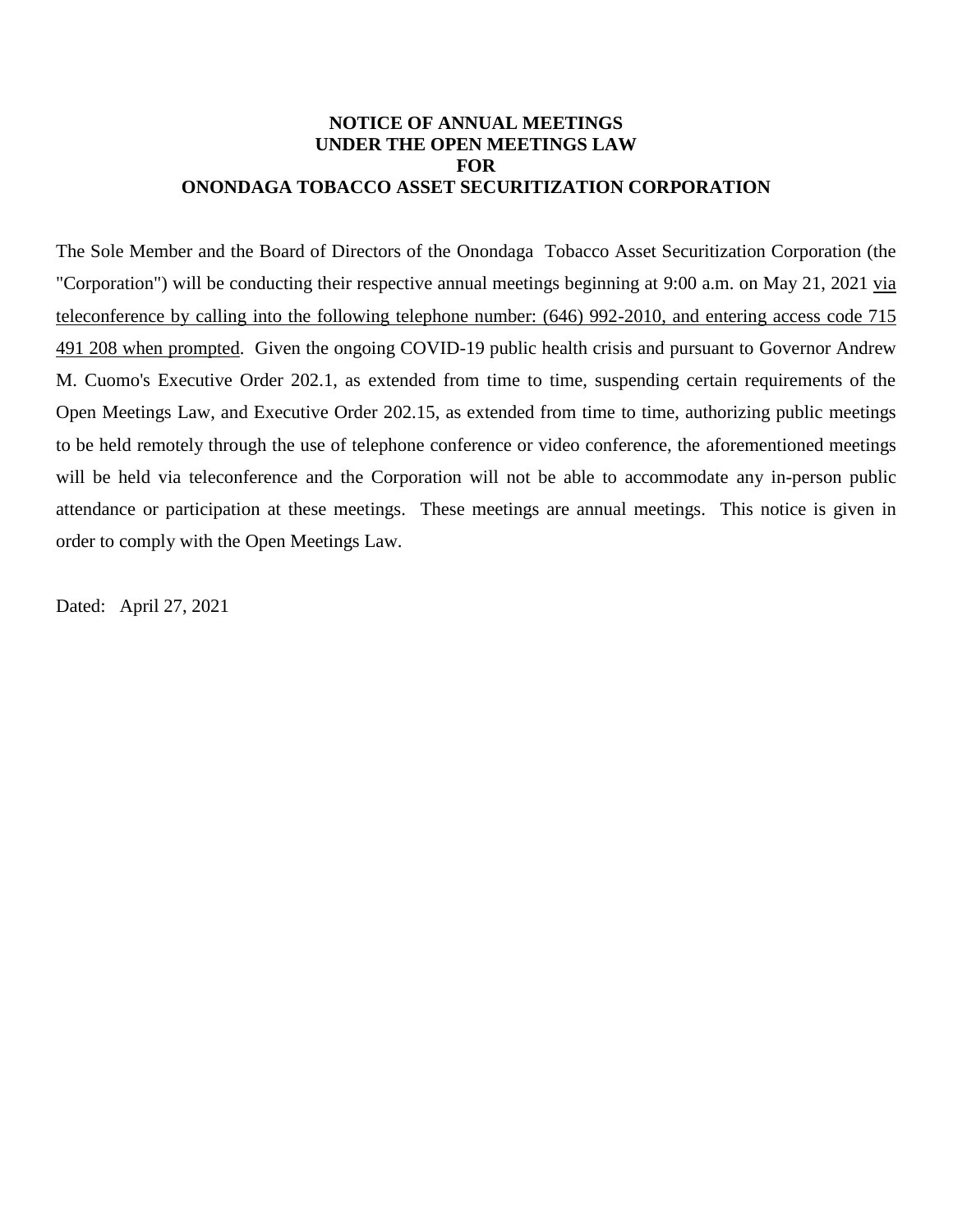**NOTICE OF ANNUAL MEETINGS**
**UNDER THE OPEN MEETINGS LAW**
**FOR**
**ONONDAGA TOBACCO ASSET SECURITIZATION CORPORATION**

The Sole Member and the Board of Directors of the Onondaga Tobacco Asset Securitization Corporation (the "Corporation") will be conducting their respective annual meetings beginning at 9:00 a.m. on May 21, 2021 <u>via teleconference by calling into the following telephone number: (646) 992-2010, and entering access code 715 491 208 when prompted</u>. Given the ongoing COVID-19 public health crisis and pursuant to Governor Andrew M. Cuomo's Executive Order 202.1, as extended from time to time, suspending certain requirements of the Open Meetings Law, and Executive Order 202.15, as extended from time to time, authorizing public meetings to be held remotely through the use of telephone conference or video conference, the aforementioned meetings will be held via teleconference and the Corporation will not be able to accommodate any in-person public attendance or participation at these meetings. These meetings are annual meetings. This notice is given in order to comply with the Open Meetings Law.

Dated: April 27, 2021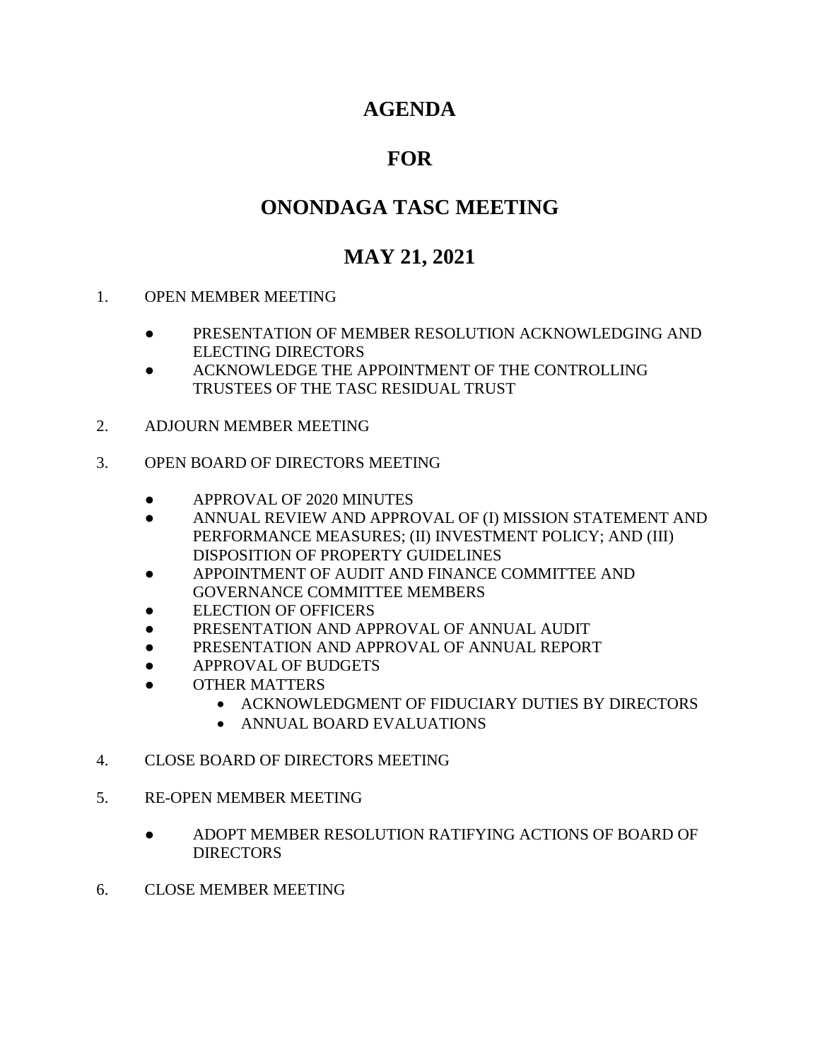# AGENDA

# FOR

# ONONDAGA TASC MEETING

# MAY 21, 2021

1. OPEN MEMBER MEETING

   - PRESENTATION OF MEMBER RESOLUTION ACKNOWLEDGING AND ELECTING DIRECTORS
   - ACKNOWLEDGE THE APPOINTMENT OF THE CONTROLLING TRUSTEES OF THE TASC RESIDUAL TRUST

2. ADJOURN MEMBER MEETING

3. OPEN BOARD OF DIRECTORS MEETING

   - APPROVAL OF 2020 MINUTES
   - ANNUAL REVIEW AND APPROVAL OF (I) MISSION STATEMENT AND PERFORMANCE MEASURES; (II) INVESTMENT POLICY; AND (III) DISPOSITION OF PROPERTY GUIDELINES
   - APPOINTMENT OF AUDIT AND FINANCE COMMITTEE AND GOVERNANCE COMMITTEE MEMBERS
   - ELECTION OF OFFICERS
   - PRESENTATION AND APPROVAL OF ANNUAL AUDIT
   - PRESENTATION AND APPROVAL OF ANNUAL REPORT
   - APPROVAL OF BUDGETS
   - OTHER MATTERS
     - ACKNOWLEDGMENT OF FIDUCIARY DUTIES BY DIRECTORS
     - ANNUAL BOARD EVALUATIONS

4. CLOSE BOARD OF DIRECTORS MEETING

5. RE-OPEN MEMBER MEETING

   - ADOPT MEMBER RESOLUTION RATIFYING ACTIONS OF BOARD OF DIRECTORS

6. CLOSE MEMBER MEETING